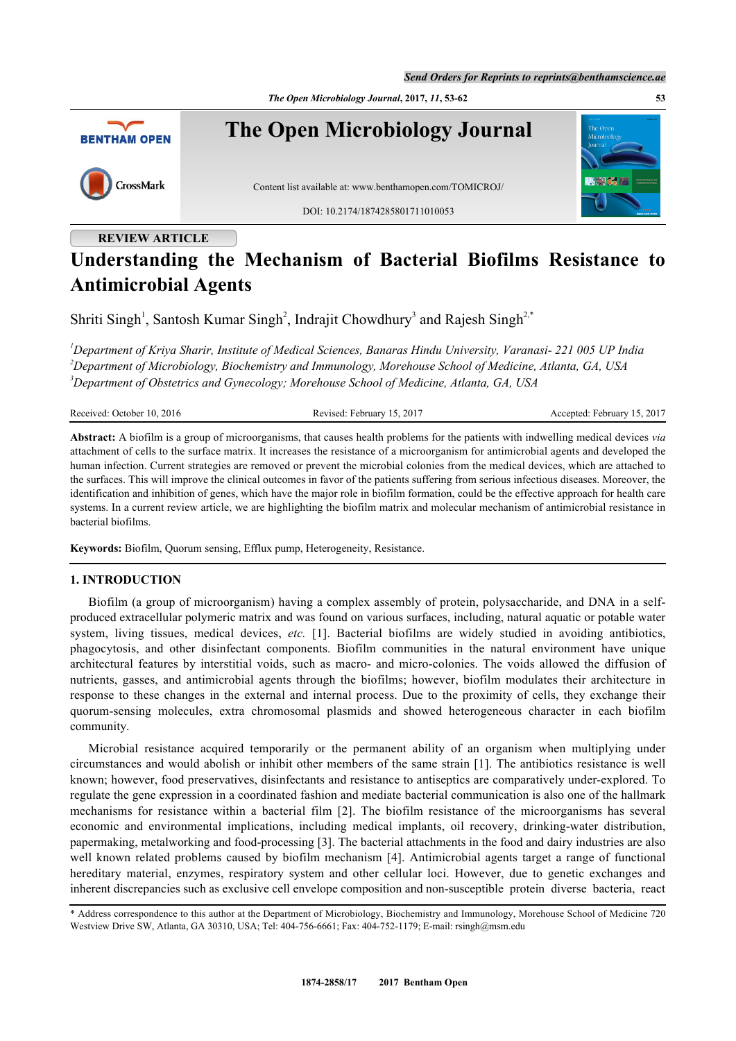REVIEW ARTICLE

# Understanding the Mechanism of Bacterial Biofilms Resistance to Antimicrobial Agents

Shriti Singh[1], Santosh Kumar Singh[2], Indrajit Chowdhury[3] and Rajesh Singh[2,*]

*[1]Department of Kriya Sharir, Institute of Medical Sciences, Banaras Hindu University, Varanasi- 221 005 UP India*
*[2]Department of Microbiology, Biochemistry and Immunology, Morehouse School of Medicine, Atlanta, GA, USA*
*[3]Department of Obstetrics and Gynecology; Morehouse School of Medicine, Atlanta, GA, USA*

Received: October 10, 2016 Revised: February 15, 2017 Accepted: February 15, 2017

**Abstract:** A biofilm is a group of microorganisms, that causes health problems for the patients with indwelling medical devices *via* attachment of cells to the surface matrix. It increases the resistance of a microorganism for antimicrobial agents and developed the human infection. Current strategies are removed or prevent the microbial colonies from the medical devices, which are attached to the surfaces. This will improve the clinical outcomes in favor of the patients suffering from serious infectious diseases. Moreover, the identification and inhibition of genes, which have the major role in biofilm formation, could be the effective approach for health care systems. In a current review article, we are highlighting the biofilm matrix and molecular mechanism of antimicrobial resistance in bacterial biofilms.

**Keywords:** Biofilm, Quorum sensing, Efflux pump, Heterogeneity, Resistance.

## 1. INTRODUCTION

Biofilm (a group of microorganism) having a complex assembly of protein, polysaccharide, and DNA in a self-produced extracellular polymeric matrix and was found on various surfaces, including, natural aquatic or potable water system, living tissues, medical devices, *etc.* [1]. Bacterial biofilms are widely studied in avoiding antibiotics, phagocytosis, and other disinfectant components. Biofilm communities in the natural environment have unique architectural features by interstitial voids, such as macro- and micro-colonies. The voids allowed the diffusion of nutrients, gasses, and antimicrobial agents through the biofilms; however, biofilm modulates their architecture in response to these changes in the external and internal process. Due to the proximity of cells, they exchange their quorum-sensing molecules, extra chromosomal plasmids and showed heterogeneous character in each biofilm community.

Microbial resistance acquired temporarily or the permanent ability of an organism when multiplying under circumstances and would abolish or inhibit other members of the same strain [1]. The antibiotics resistance is well known; however, food preservatives, disinfectants and resistance to antiseptics are comparatively under-explored. To regulate the gene expression in a coordinated fashion and mediate bacterial communication is also one of the hallmark mechanisms for resistance within a bacterial film [2]. The biofilm resistance of the microorganisms has several economic and environmental implications, including medical implants, oil recovery, drinking-water distribution, papermaking, metalworking and food-processing [3]. The bacterial attachments in the food and dairy industries are also well known related problems caused by biofilm mechanism [4]. Antimicrobial agents target a range of functional hereditary material, enzymes, respiratory system and other cellular loci. However, due to genetic exchanges and inherent discrepancies such as exclusive cell envelope composition and non-susceptible protein diverse bacteria, react

\* Address correspondence to this author at the Department of Microbiology, Biochemistry and Immunology, Morehouse School of Medicine 720 Westview Drive SW, Atlanta, GA 30310, USA; Tel: 404-756-6661; Fax: 404-752-1179; E-mail: rsingh@msm.edu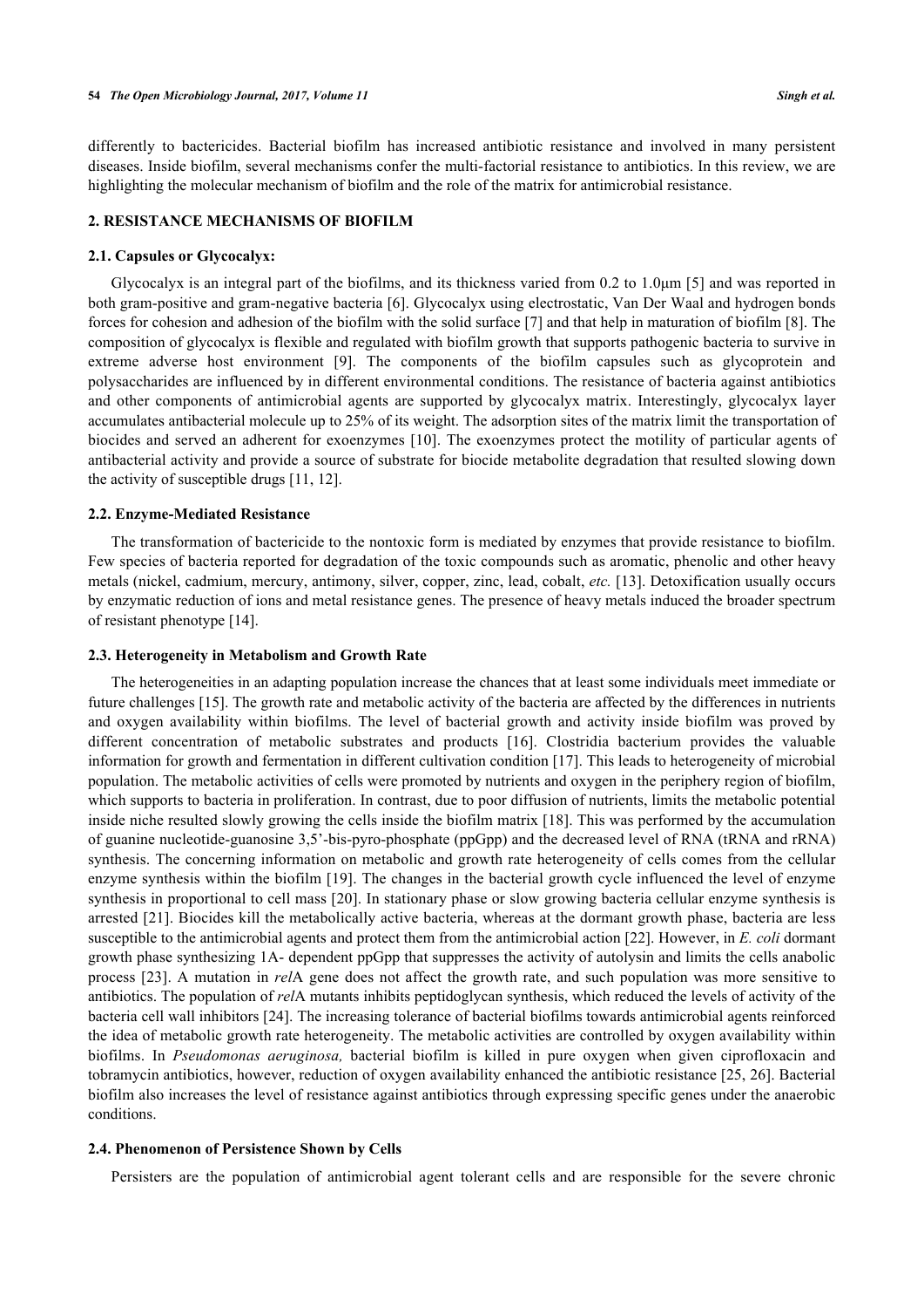differently to bactericides. Bacterial biofilm has increased antibiotic resistance and involved in many persistent diseases. Inside biofilm, several mechanisms confer the multi-factorial resistance to antibiotics. In this review, we are highlighting the molecular mechanism of biofilm and the role of the matrix for antimicrobial resistance.

## 2. RESISTANCE MECHANISMS OF BIOFILM

### 2.1. Capsules or Glycocalyx:

Glycocalyx is an integral part of the biofilms, and its thickness varied from 0.2 to 1.0μm [5] and was reported in both gram-positive and gram-negative bacteria [6]. Glycocalyx using electrostatic, Van Der Waal and hydrogen bonds forces for cohesion and adhesion of the biofilm with the solid surface [7] and that help in maturation of biofilm [8]. The composition of glycocalyx is flexible and regulated with biofilm growth that supports pathogenic bacteria to survive in extreme adverse host environment [9]. The components of the biofilm capsules such as glycoprotein and polysaccharides are influenced by in different environmental conditions. The resistance of bacteria against antibiotics and other components of antimicrobial agents are supported by glycocalyx matrix. Interestingly, glycocalyx layer accumulates antibacterial molecule up to 25% of its weight. The adsorption sites of the matrix limit the transportation of biocides and served an adherent for exoenzymes [10]. The exoenzymes protect the motility of particular agents of antibacterial activity and provide a source of substrate for biocide metabolite degradation that resulted slowing down the activity of susceptible drugs [11, 12].

### 2.2. Enzyme-Mediated Resistance

The transformation of bactericide to the nontoxic form is mediated by enzymes that provide resistance to biofilm. Few species of bacteria reported for degradation of the toxic compounds such as aromatic, phenolic and other heavy metals (nickel, cadmium, mercury, antimony, silver, copper, zinc, lead, cobalt, *etc.* [13]. Detoxification usually occurs by enzymatic reduction of ions and metal resistance genes. The presence of heavy metals induced the broader spectrum of resistant phenotype [14].

### 2.3. Heterogeneity in Metabolism and Growth Rate

The heterogeneities in an adapting population increase the chances that at least some individuals meet immediate or future challenges [15]. The growth rate and metabolic activity of the bacteria are affected by the differences in nutrients and oxygen availability within biofilms. The level of bacterial growth and activity inside biofilm was proved by different concentration of metabolic substrates and products [16]. Clostridia bacterium provides the valuable information for growth and fermentation in different cultivation condition [17]. This leads to heterogeneity of microbial population. The metabolic activities of cells were promoted by nutrients and oxygen in the periphery region of biofilm, which supports to bacteria in proliferation. In contrast, due to poor diffusion of nutrients, limits the metabolic potential inside niche resulted slowly growing the cells inside the biofilm matrix [18]. This was performed by the accumulation of guanine nucleotide-guanosine 3,5'-bis-pyro-phosphate (ppGpp) and the decreased level of RNA (tRNA and rRNA) synthesis. The concerning information on metabolic and growth rate heterogeneity of cells comes from the cellular enzyme synthesis within the biofilm [19]. The changes in the bacterial growth cycle influenced the level of enzyme synthesis in proportional to cell mass [20]. In stationary phase or slow growing bacteria cellular enzyme synthesis is arrested [21]. Biocides kill the metabolically active bacteria, whereas at the dormant growth phase, bacteria are less susceptible to the antimicrobial agents and protect them from the antimicrobial action [22]. However, in *E. coli* dormant growth phase synthesizing 1A- dependent ppGpp that suppresses the activity of autolysin and limits the cells anabolic process [23]. A mutation in *rel*A gene does not affect the growth rate, and such population was more sensitive to antibiotics. The population of *rel*A mutants inhibits peptidoglycan synthesis, which reduced the levels of activity of the bacteria cell wall inhibitors [24]. The increasing tolerance of bacterial biofilms towards antimicrobial agents reinforced the idea of metabolic growth rate heterogeneity. The metabolic activities are controlled by oxygen availability within biofilms. In *Pseudomonas aeruginosa,* bacterial biofilm is killed in pure oxygen when given ciprofloxacin and tobramycin antibiotics, however, reduction of oxygen availability enhanced the antibiotic resistance [25, 26]. Bacterial biofilm also increases the level of resistance against antibiotics through expressing specific genes under the anaerobic conditions.

### 2.4. Phenomenon of Persistence Shown by Cells

Persisters are the population of antimicrobial agent tolerant cells and are responsible for the severe chronic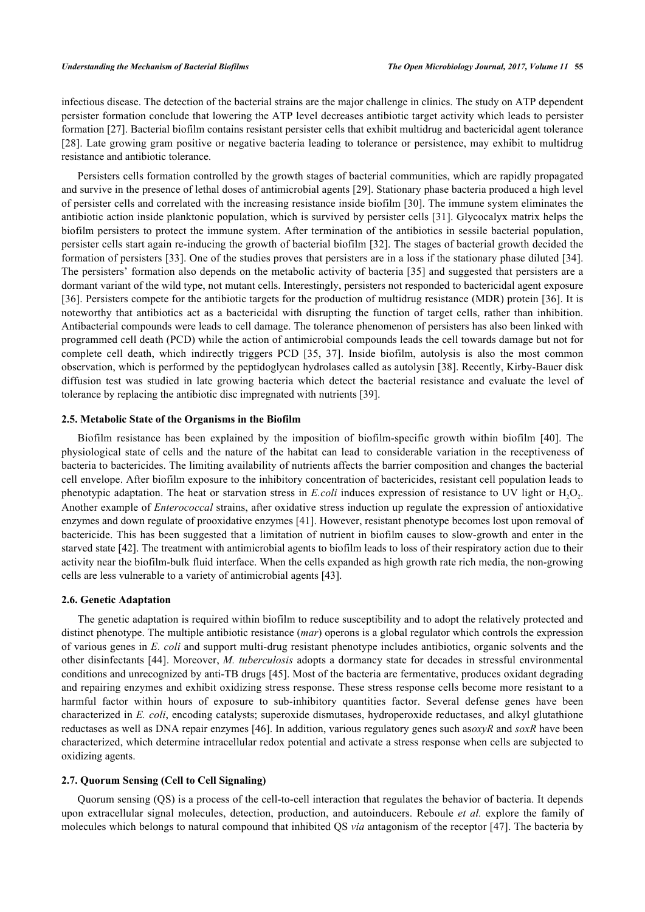infectious disease. The detection of the bacterial strains are the major challenge in clinics. The study on ATP dependent persister formation conclude that lowering the ATP level decreases antibiotic target activity which leads to persister formation [27]. Bacterial biofilm contains resistant persister cells that exhibit multidrug and bactericidal agent tolerance [28]. Late growing gram positive or negative bacteria leading to tolerance or persistence, may exhibit to multidrug resistance and antibiotic tolerance.

Persisters cells formation controlled by the growth stages of bacterial communities, which are rapidly propagated and survive in the presence of lethal doses of antimicrobial agents [29]. Stationary phase bacteria produced a high level of persister cells and correlated with the increasing resistance inside biofilm [30]. The immune system eliminates the antibiotic action inside planktonic population, which is survived by persister cells [31]. Glycocalyx matrix helps the biofilm persisters to protect the immune system. After termination of the antibiotics in sessile bacterial population, persister cells start again re-inducing the growth of bacterial biofilm [32]. The stages of bacterial growth decided the formation of persisters [33]. One of the studies proves that persisters are in a loss if the stationary phase diluted [34]. The persisters' formation also depends on the metabolic activity of bacteria [35] and suggested that persisters are a dormant variant of the wild type, not mutant cells. Interestingly, persisters not responded to bactericidal agent exposure [36]. Persisters compete for the antibiotic targets for the production of multidrug resistance (MDR) protein [36]. It is noteworthy that antibiotics act as a bactericidal with disrupting the function of target cells, rather than inhibition. Antibacterial compounds were leads to cell damage. The tolerance phenomenon of persisters has also been linked with programmed cell death (PCD) while the action of antimicrobial compounds leads the cell towards damage but not for complete cell death, which indirectly triggers PCD [35, 37]. Inside biofilm, autolysis is also the most common observation, which is performed by the peptidoglycan hydrolases called as autolysin [38]. Recently, Kirby-Bauer disk diffusion test was studied in late growing bacteria which detect the bacterial resistance and evaluate the level of tolerance by replacing the antibiotic disc impregnated with nutrients [39].

### 2.5. Metabolic State of the Organisms in the Biofilm

Biofilm resistance has been explained by the imposition of biofilm-specific growth within biofilm [40]. The physiological state of cells and the nature of the habitat can lead to considerable variation in the receptiveness of bacteria to bactericides. The limiting availability of nutrients affects the barrier composition and changes the bacterial cell envelope. After biofilm exposure to the inhibitory concentration of bactericides, resistant cell population leads to phenotypic adaptation. The heat or starvation stress in *E.coli* induces expression of resistance to UV light or $H_2O_2$. Another example of *Enterococcal* strains, after oxidative stress induction up regulate the expression of antioxidative enzymes and down regulate of prooxidative enzymes [41]. However, resistant phenotype becomes lost upon removal of bactericide. This has been suggested that a limitation of nutrient in biofilm causes to slow-growth and enter in the starved state [42]. The treatment with antimicrobial agents to biofilm leads to loss of their respiratory action due to their activity near the biofilm-bulk fluid interface. When the cells expanded as high growth rate rich media, the non-growing cells are less vulnerable to a variety of antimicrobial agents [43].

### 2.6. Genetic Adaptation

The genetic adaptation is required within biofilm to reduce susceptibility and to adopt the relatively protected and distinct phenotype. The multiple antibiotic resistance (*mar*) operons is a global regulator which controls the expression of various genes in *E. coli* and support multi-drug resistant phenotype includes antibiotics, organic solvents and the other disinfectants [44]. Moreover, *M. tuberculosis* adopts a dormancy state for decades in stressful environmental conditions and unrecognized by anti-TB drugs [45]. Most of the bacteria are fermentative, produces oxidant degrading and repairing enzymes and exhibit oxidizing stress response. These stress response cells become more resistant to a harmful factor within hours of exposure to sub-inhibitory quantities factor. Several defense genes have been characterized in *E. coli*, encoding catalysts; superoxide dismutases, hydroperoxide reductases, and alkyl glutathione reductases as well as DNA repair enzymes [46]. In addition, various regulatory genes such as*oxyR* and *soxR* have been characterized, which determine intracellular redox potential and activate a stress response when cells are subjected to oxidizing agents.

### 2.7. Quorum Sensing (Cell to Cell Signaling)

Quorum sensing (QS) is a process of the cell-to-cell interaction that regulates the behavior of bacteria. It depends upon extracellular signal molecules, detection, production, and autoinducers. Reboule *et al.* explore the family of molecules which belongs to natural compound that inhibited QS *via* antagonism of the receptor [47]. The bacteria by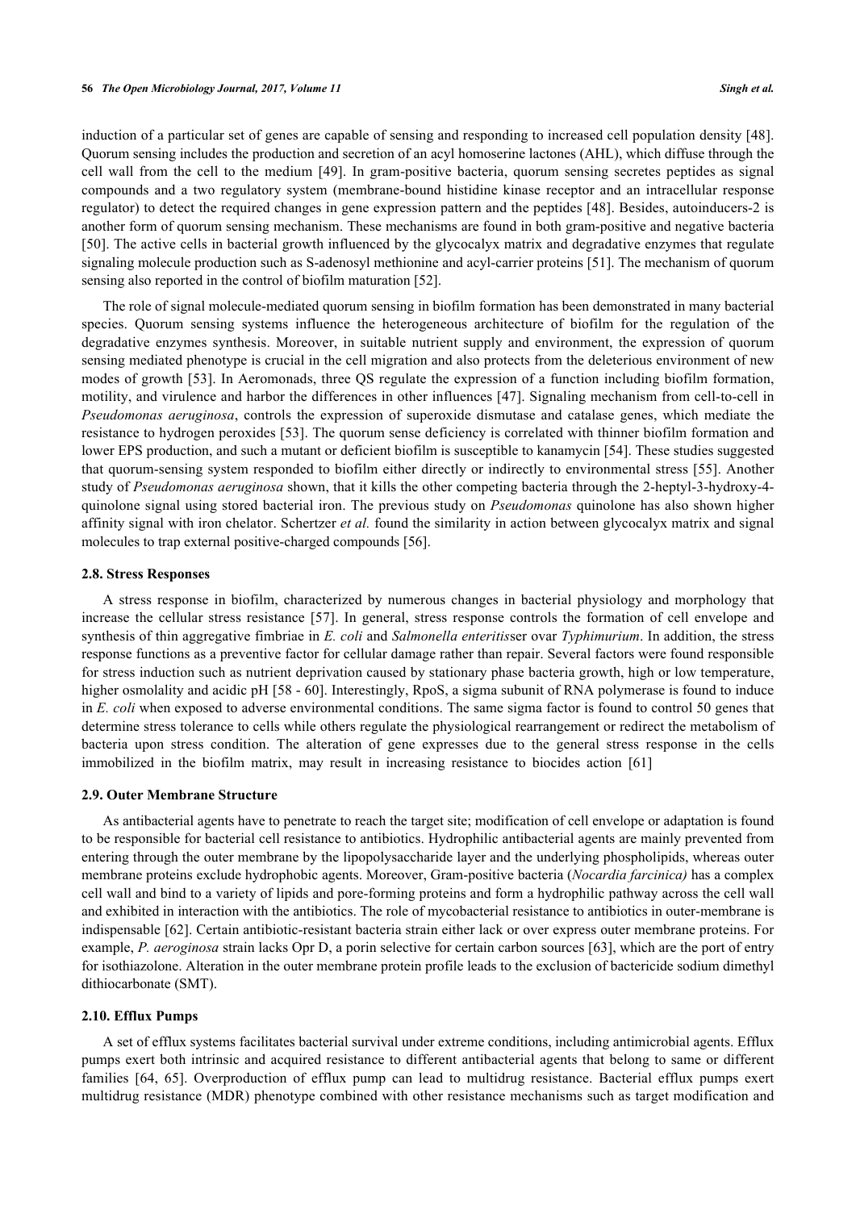induction of a particular set of genes are capable of sensing and responding to increased cell population density [48]. Quorum sensing includes the production and secretion of an acyl homoserine lactones (AHL), which diffuse through the cell wall from the cell to the medium [49]. In gram-positive bacteria, quorum sensing secretes peptides as signal compounds and a two regulatory system (membrane-bound histidine kinase receptor and an intracellular response regulator) to detect the required changes in gene expression pattern and the peptides [48]. Besides, autoinducers-2 is another form of quorum sensing mechanism. These mechanisms are found in both gram-positive and negative bacteria [50]. The active cells in bacterial growth influenced by the glycocalyx matrix and degradative enzymes that regulate signaling molecule production such as S-adenosyl methionine and acyl-carrier proteins [51]. The mechanism of quorum sensing also reported in the control of biofilm maturation [52].

The role of signal molecule-mediated quorum sensing in biofilm formation has been demonstrated in many bacterial species. Quorum sensing systems influence the heterogeneous architecture of biofilm for the regulation of the degradative enzymes synthesis. Moreover, in suitable nutrient supply and environment, the expression of quorum sensing mediated phenotype is crucial in the cell migration and also protects from the deleterious environment of new modes of growth [53]. In Aeromonads, three QS regulate the expression of a function including biofilm formation, motility, and virulence and harbor the differences in other influences [47]. Signaling mechanism from cell-to-cell in *Pseudomonas aeruginosa*, controls the expression of superoxide dismutase and catalase genes, which mediate the resistance to hydrogen peroxides [53]. The quorum sense deficiency is correlated with thinner biofilm formation and lower EPS production, and such a mutant or deficient biofilm is susceptible to kanamycin [54]. These studies suggested that quorum-sensing system responded to biofilm either directly or indirectly to environmental stress [55]. Another study of *Pseudomonas aeruginosa* shown, that it kills the other competing bacteria through the 2-heptyl-3-hydroxy-4-quinolone signal using stored bacterial iron. The previous study on *Pseudomonas* quinolone has also shown higher affinity signal with iron chelator. Schertzer *et al.* found the similarity in action between glycocalyx matrix and signal molecules to trap external positive-charged compounds [56].

### 2.8. Stress Responses

A stress response in biofilm, characterized by numerous changes in bacterial physiology and morphology that increase the cellular stress resistance [57]. In general, stress response controls the formation of cell envelope and synthesis of thin aggregative fimbriae in *E. coli* and *Salmonella enteritis*ser ovar *Typhimurium*. In addition, the stress response functions as a preventive factor for cellular damage rather than repair. Several factors were found responsible for stress induction such as nutrient deprivation caused by stationary phase bacteria growth, high or low temperature, higher osmolality and acidic pH [58 - 60]. Interestingly, RpoS, a sigma subunit of RNA polymerase is found to induce in *E. coli* when exposed to adverse environmental conditions. The same sigma factor is found to control 50 genes that determine stress tolerance to cells while others regulate the physiological rearrangement or redirect the metabolism of bacteria upon stress condition. The alteration of gene expresses due to the general stress response in the cells immobilized in the biofilm matrix, may result in increasing resistance to biocides action [61]

### 2.9. Outer Membrane Structure

As antibacterial agents have to penetrate to reach the target site; modification of cell envelope or adaptation is found to be responsible for bacterial cell resistance to antibiotics. Hydrophilic antibacterial agents are mainly prevented from entering through the outer membrane by the lipopolysaccharide layer and the underlying phospholipids, whereas outer membrane proteins exclude hydrophobic agents. Moreover, Gram-positive bacteria (*Nocardia farcinica)* has a complex cell wall and bind to a variety of lipids and pore-forming proteins and form a hydrophilic pathway across the cell wall and exhibited in interaction with the antibiotics. The role of mycobacterial resistance to antibiotics in outer-membrane is indispensable [62]. Certain antibiotic-resistant bacteria strain either lack or over express outer membrane proteins. For example, *P. aeroginosa* strain lacks Opr D, a porin selective for certain carbon sources [63], which are the port of entry for isothiazolone. Alteration in the outer membrane protein profile leads to the exclusion of bactericide sodium dimethyl dithiocarbonate (SMT).

### 2.10. Efflux Pumps

A set of efflux systems facilitates bacterial survival under extreme conditions, including antimicrobial agents. Efflux pumps exert both intrinsic and acquired resistance to different antibacterial agents that belong to same or different families [64, 65]. Overproduction of efflux pump can lead to multidrug resistance. Bacterial efflux pumps exert multidrug resistance (MDR) phenotype combined with other resistance mechanisms such as target modification and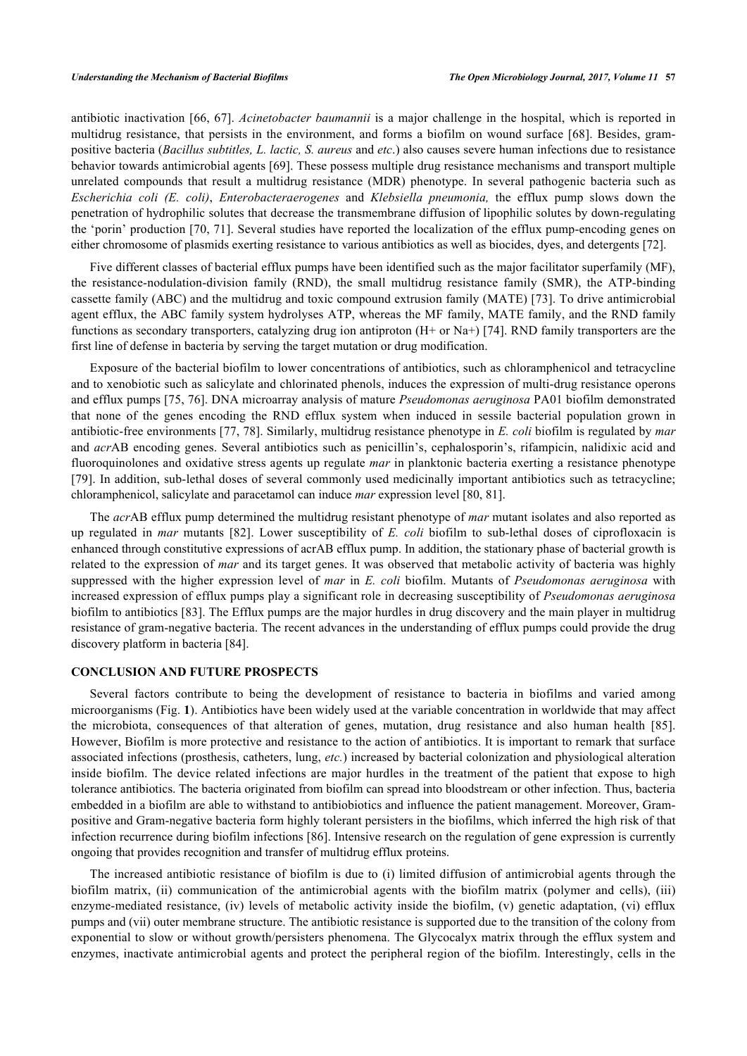antibiotic inactivation [66, 67]. *Acinetobacter baumannii* is a major challenge in the hospital, which is reported in multidrug resistance, that persists in the environment, and forms a biofilm on wound surface [68]. Besides, gram-positive bacteria (*Bacillus subtitles, L. lactic, S. aureus* and *etc*.) also causes severe human infections due to resistance behavior towards antimicrobial agents [69]. These possess multiple drug resistance mechanisms and transport multiple unrelated compounds that result a multidrug resistance (MDR) phenotype. In several pathogenic bacteria such as *Escherichia coli (E. coli)*, *Enterobacteraerogenes* and *Klebsiella pneumonia,* the efflux pump slows down the penetration of hydrophilic solutes that decrease the transmembrane diffusion of lipophilic solutes by down-regulating the 'porin' production [70, 71]. Several studies have reported the localization of the efflux pump-encoding genes on either chromosome of plasmids exerting resistance to various antibiotics as well as biocides, dyes, and detergents [72].

Five different classes of bacterial efflux pumps have been identified such as the major facilitator superfamily (MF), the resistance-nodulation-division family (RND), the small multidrug resistance family (SMR), the ATP-binding cassette family (ABC) and the multidrug and toxic compound extrusion family (MATE) [73]. To drive antimicrobial agent efflux, the ABC family system hydrolyses ATP, whereas the MF family, MATE family, and the RND family functions as secondary transporters, catalyzing drug ion antiproton (H+ or Na+) [74]. RND family transporters are the first line of defense in bacteria by serving the target mutation or drug modification.

Exposure of the bacterial biofilm to lower concentrations of antibiotics, such as chloramphenicol and tetracycline and to xenobiotic such as salicylate and chlorinated phenols, induces the expression of multi-drug resistance operons and efflux pumps [75, 76]. DNA microarray analysis of mature *Pseudomonas aeruginosa* PA01 biofilm demonstrated that none of the genes encoding the RND efflux system when induced in sessile bacterial population grown in antibiotic-free environments [77, 78]. Similarly, multidrug resistance phenotype in *E. coli* biofilm is regulated by *mar* and *acr*AB encoding genes. Several antibiotics such as penicillin's, cephalosporin's, rifampicin, nalidixic acid and fluoroquinolones and oxidative stress agents up regulate *mar* in planktonic bacteria exerting a resistance phenotype [79]. In addition, sub-lethal doses of several commonly used medicinally important antibiotics such as tetracycline; chloramphenicol, salicylate and paracetamol can induce *mar* expression level [80, 81].

The *acr*AB efflux pump determined the multidrug resistant phenotype of *mar* mutant isolates and also reported as up regulated in *mar* mutants [82]. Lower susceptibility of *E. coli* biofilm to sub-lethal doses of ciprofloxacin is enhanced through constitutive expressions of acrAB efflux pump. In addition, the stationary phase of bacterial growth is related to the expression of *mar* and its target genes. It was observed that metabolic activity of bacteria was highly suppressed with the higher expression level of *mar* in *E. coli* biofilm. Mutants of *Pseudomonas aeruginosa* with increased expression of efflux pumps play a significant role in decreasing susceptibility of *Pseudomonas aeruginosa* biofilm to antibiotics [83]. The Efflux pumps are the major hurdles in drug discovery and the main player in multidrug resistance of gram-negative bacteria. The recent advances in the understanding of efflux pumps could provide the drug discovery platform in bacteria [84].

## CONCLUSION AND FUTURE PROSPECTS

Several factors contribute to being the development of resistance to bacteria in biofilms and varied among microorganisms (Fig. **1**). Antibiotics have been widely used at the variable concentration in worldwide that may affect the microbiota, consequences of that alteration of genes, mutation, drug resistance and also human health [85]. However, Biofilm is more protective and resistance to the action of antibiotics. It is important to remark that surface associated infections (prosthesis, catheters, lung, *etc.*) increased by bacterial colonization and physiological alteration inside biofilm. The device related infections are major hurdles in the treatment of the patient that expose to high tolerance antibiotics. The bacteria originated from biofilm can spread into bloodstream or other infection. Thus, bacteria embedded in a biofilm are able to withstand to antibiobiotics and influence the patient management. Moreover, Gram-positive and Gram-negative bacteria form highly tolerant persisters in the biofilms, which inferred the high risk of that infection recurrence during biofilm infections [86]. Intensive research on the regulation of gene expression is currently ongoing that provides recognition and transfer of multidrug efflux proteins.

The increased antibiotic resistance of biofilm is due to (i) limited diffusion of antimicrobial agents through the biofilm matrix, (ii) communication of the antimicrobial agents with the biofilm matrix (polymer and cells), (iii) enzyme-mediated resistance, (iv) levels of metabolic activity inside the biofilm, (v) genetic adaptation, (vi) efflux pumps and (vii) outer membrane structure. The antibiotic resistance is supported due to the transition of the colony from exponential to slow or without growth/persisters phenomena. The Glycocalyx matrix through the efflux system and enzymes, inactivate antimicrobial agents and protect the peripheral region of the biofilm. Interestingly, cells in the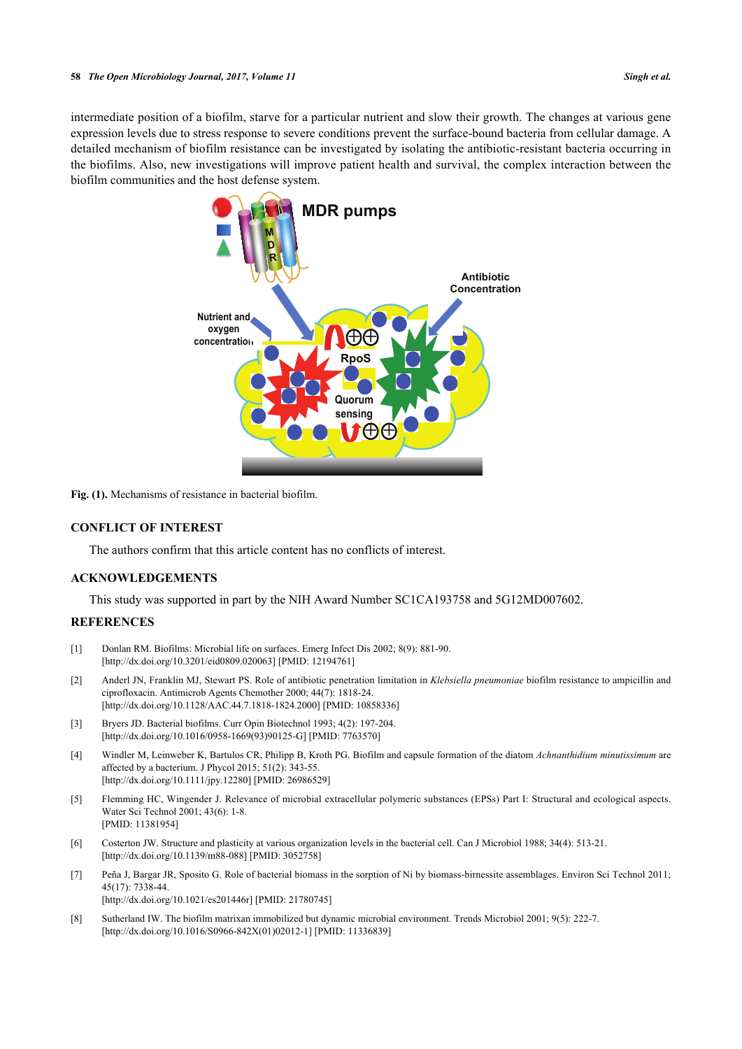intermediate position of a biofilm, starve for a particular nutrient and slow their growth. The changes at various gene expression levels due to stress response to severe conditions prevent the surface-bound bacteria from cellular damage. A detailed mechanism of biofilm resistance can be investigated by isolating the antibiotic-resistant bacteria occurring in the biofilms. Also, new investigations will improve patient health and survival, the complex interaction between the biofilm communities and the host defense system.

**Fig. (1).** Mechanisms of resistance in bacterial biofilm.

## CONFLICT OF INTEREST

The authors confirm that this article content has no conflicts of interest.

## ACKNOWLEDGEMENTS

This study was supported in part by the NIH Award Number SC1CA193758 and 5G12MD007602.

## REFERENCES

[1] Donlan RM. Biofilms: Microbial life on surfaces. Emerg Infect Dis 2002; 8(9): 881-90. [http://dx.doi.org/10.3201/eid0809.020063] [PMID: 12194761]

[2] Anderl JN, Franklin MJ, Stewart PS. Role of antibiotic penetration limitation in *Klebsiella pneumoniae* biofilm resistance to ampicillin and ciprofloxacin. Antimicrob Agents Chemother 2000; 44(7): 1818-24. [http://dx.doi.org/10.1128/AAC.44.7.1818-1824.2000] [PMID: 10858336]

[3] Bryers JD. Bacterial biofilms. Curr Opin Biotechnol 1993; 4(2): 197-204. [http://dx.doi.org/10.1016/0958-1669(93)90125-G] [PMID: 7763570]

[4] Windler M, Leinweber K, Bartulos CR, Philipp B, Kroth PG. Biofilm and capsule formation of the diatom *Achnanthidium minutissimum* are affected by a bacterium. J Phycol 2015; 51(2): 343-55. [http://dx.doi.org/10.1111/jpy.12280] [PMID: 26986529]

[5] Flemming HC, Wingender J. Relevance of microbial extracellular polymeric substances (EPSs) Part I: Structural and ecological aspects. Water Sci Technol 2001; 43(6): 1-8. [PMID: 11381954]

[6] Costerton JW. Structure and plasticity at various organization levels in the bacterial cell. Can J Microbiol 1988; 34(4): 513-21. [http://dx.doi.org/10.1139/m88-088] [PMID: 3052758]

[7] Peña J, Bargar JR, Sposito G. Role of bacterial biomass in the sorption of Ni by biomass-birnessite assemblages. Environ Sci Technol 2011; 45(17): 7338-44. [http://dx.doi.org/10.1021/es201446r] [PMID: 21780745]

[8] Sutherland IW. The biofilm matrixan immobilized but dynamic microbial environment. Trends Microbiol 2001; 9(5): 222-7. [http://dx.doi.org/10.1016/S0966-842X(01)02012-1] [PMID: 11336839]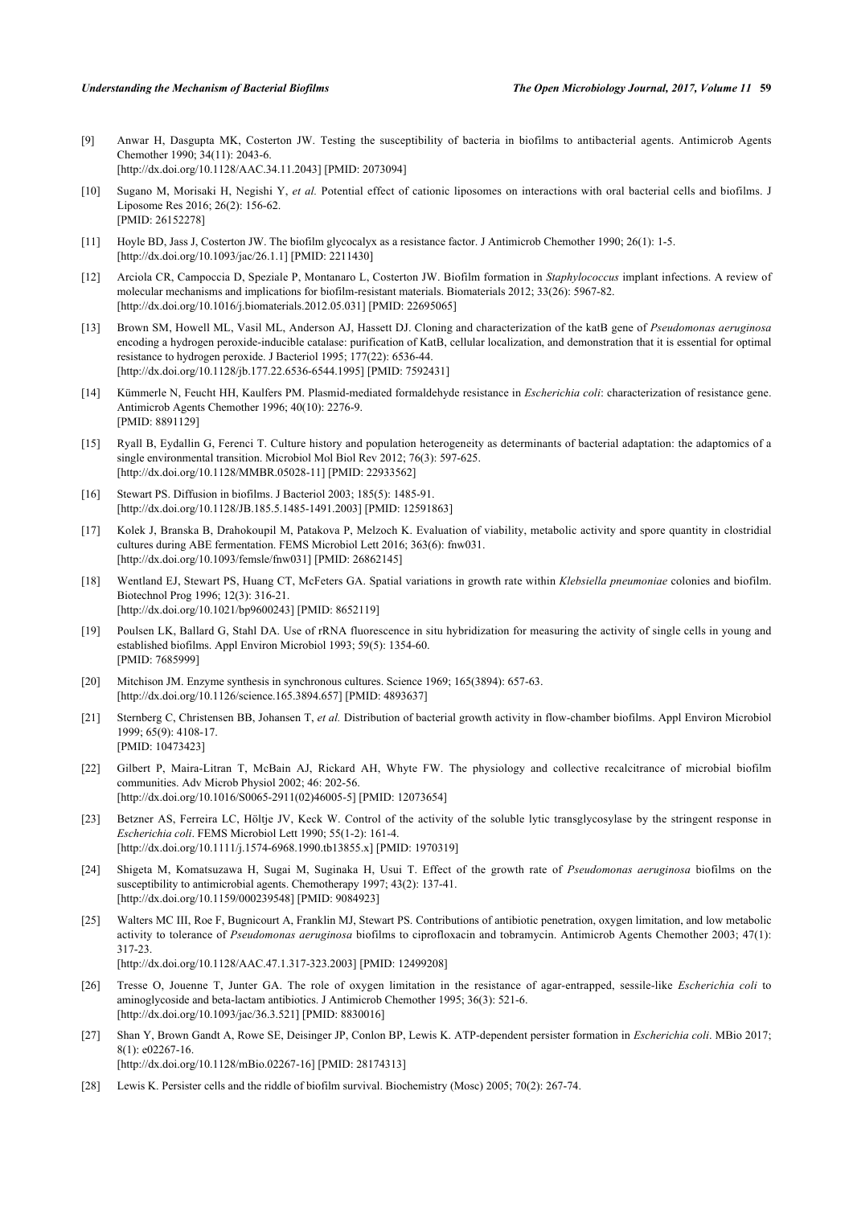[9] Anwar H, Dasgupta MK, Costerton JW. Testing the susceptibility of bacteria in biofilms to antibacterial agents. Antimicrob Agents Chemother 1990; 34(11): 2043-6.
[http://dx.doi.org/10.1128/AAC.34.11.2043] [PMID: 2073094]

[10] Sugano M, Morisaki H, Negishi Y, *et al.* Potential effect of cationic liposomes on interactions with oral bacterial cells and biofilms. J Liposome Res 2016; 26(2): 156-62.
[PMID: 26152278]

[11] Hoyle BD, Jass J, Costerton JW. The biofilm glycocalyx as a resistance factor. J Antimicrob Chemother 1990; 26(1): 1-5.
[http://dx.doi.org/10.1093/jac/26.1.1] [PMID: 2211430]

[12] Arciola CR, Campoccia D, Speziale P, Montanaro L, Costerton JW. Biofilm formation in *Staphylococcus* implant infections. A review of molecular mechanisms and implications for biofilm-resistant materials. Biomaterials 2012; 33(26): 5967-82.
[http://dx.doi.org/10.1016/j.biomaterials.2012.05.031] [PMID: 22695065]

[13] Brown SM, Howell ML, Vasil ML, Anderson AJ, Hassett DJ. Cloning and characterization of the katB gene of *Pseudomonas aeruginosa* encoding a hydrogen peroxide-inducible catalase: purification of KatB, cellular localization, and demonstration that it is essential for optimal resistance to hydrogen peroxide. J Bacteriol 1995; 177(22): 6536-44.
[http://dx.doi.org/10.1128/jb.177.22.6536-6544.1995] [PMID: 7592431]

[14] Kümmerle N, Feucht HH, Kaulfers PM. Plasmid-mediated formaldehyde resistance in *Escherichia coli*: characterization of resistance gene. Antimicrob Agents Chemother 1996; 40(10): 2276-9.
[PMID: 8891129]

[15] Ryall B, Eydallin G, Ferenci T. Culture history and population heterogeneity as determinants of bacterial adaptation: the adaptomics of a single environmental transition. Microbiol Mol Biol Rev 2012; 76(3): 597-625.
[http://dx.doi.org/10.1128/MMBR.05028-11] [PMID: 22933562]

[16] Stewart PS. Diffusion in biofilms. J Bacteriol 2003; 185(5): 1485-91.
[http://dx.doi.org/10.1128/JB.185.5.1485-1491.2003] [PMID: 12591863]

[17] Kolek J, Branska B, Drahokoupil M, Patakova P, Melzoch K. Evaluation of viability, metabolic activity and spore quantity in clostridial cultures during ABE fermentation. FEMS Microbiol Lett 2016; 363(6): fnw031.
[http://dx.doi.org/10.1093/femsle/fnw031] [PMID: 26862145]

[18] Wentland EJ, Stewart PS, Huang CT, McFeters GA. Spatial variations in growth rate within *Klebsiella pneumoniae* colonies and biofilm. Biotechnol Prog 1996; 12(3): 316-21.
[http://dx.doi.org/10.1021/bp9600243] [PMID: 8652119]

[19] Poulsen LK, Ballard G, Stahl DA. Use of rRNA fluorescence in situ hybridization for measuring the activity of single cells in young and established biofilms. Appl Environ Microbiol 1993; 59(5): 1354-60.
[PMID: 7685999]

[20] Mitchison JM. Enzyme synthesis in synchronous cultures. Science 1969; 165(3894): 657-63.
[http://dx.doi.org/10.1126/science.165.3894.657] [PMID: 4893637]

[21] Sternberg C, Christensen BB, Johansen T, *et al.* Distribution of bacterial growth activity in flow-chamber biofilms. Appl Environ Microbiol 1999; 65(9): 4108-17.
[PMID: 10473423]

[22] Gilbert P, Maira-Litran T, McBain AJ, Rickard AH, Whyte FW. The physiology and collective recalcitrance of microbial biofilm communities. Adv Microb Physiol 2002; 46: 202-56.
[http://dx.doi.org/10.1016/S0065-2911(02)46005-5] [PMID: 12073654]

[23] Betzner AS, Ferreira LC, Höltje JV, Keck W. Control of the activity of the soluble lytic transglycosylase by the stringent response in *Escherichia coli*. FEMS Microbiol Lett 1990; 55(1-2): 161-4.
[http://dx.doi.org/10.1111/j.1574-6968.1990.tb13855.x] [PMID: 1970319]

[24] Shigeta M, Komatsuzawa H, Sugai M, Suginaka H, Usui T. Effect of the growth rate of *Pseudomonas aeruginosa* biofilms on the susceptibility to antimicrobial agents. Chemotherapy 1997; 43(2): 137-41.
[http://dx.doi.org/10.1159/000239548] [PMID: 9084923]

[25] Walters MC III, Roe F, Bugnicourt A, Franklin MJ, Stewart PS. Contributions of antibiotic penetration, oxygen limitation, and low metabolic activity to tolerance of *Pseudomonas aeruginosa* biofilms to ciprofloxacin and tobramycin. Antimicrob Agents Chemother 2003; 47(1): 317-23.
[http://dx.doi.org/10.1128/AAC.47.1.317-323.2003] [PMID: 12499208]

[26] Tresse O, Jouenne T, Junter GA. The role of oxygen limitation in the resistance of agar-entrapped, sessile-like *Escherichia coli* to aminoglycoside and beta-lactam antibiotics. J Antimicrob Chemother 1995; 36(3): 521-6.
[http://dx.doi.org/10.1093/jac/36.3.521] [PMID: 8830016]

[27] Shan Y, Brown Gandt A, Rowe SE, Deisinger JP, Conlon BP, Lewis K. ATP-dependent persister formation in *Escherichia coli*. MBio 2017; 8(1): e02267-16.
[http://dx.doi.org/10.1128/mBio.02267-16] [PMID: 28174313]

[28] Lewis K. Persister cells and the riddle of biofilm survival. Biochemistry (Mosc) 2005; 70(2): 267-74.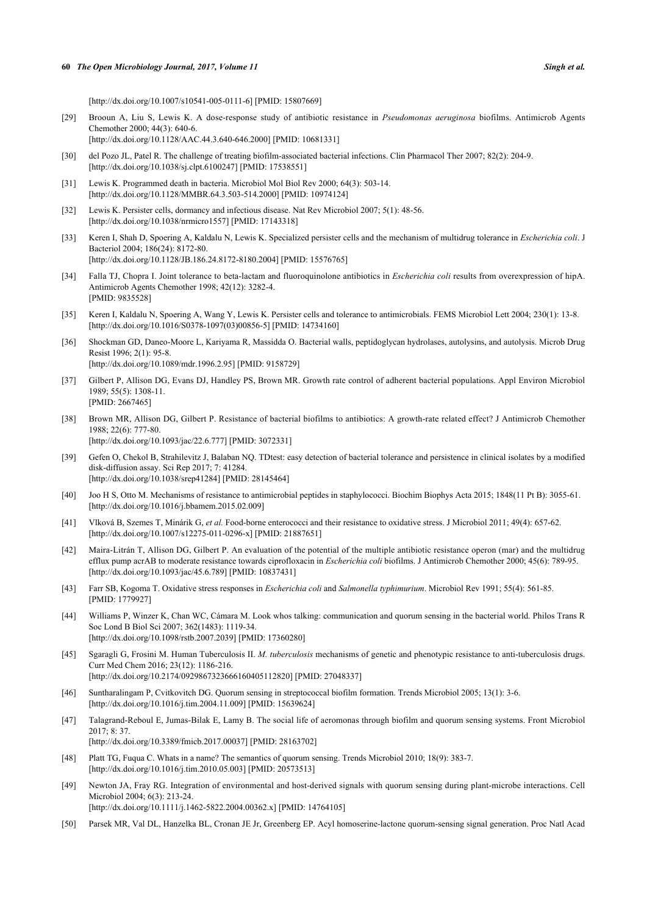[http://dx.doi.org/10.1007/s10541-005-0111-6] [PMID: 15807669]

[29] Brooun A, Liu S, Lewis K. A dose-response study of antibiotic resistance in *Pseudomonas aeruginosa* biofilms. Antimicrob Agents Chemother 2000; 44(3): 640-6.
[http://dx.doi.org/10.1128/AAC.44.3.640-646.2000] [PMID: 10681331]

[30] del Pozo JL, Patel R. The challenge of treating biofilm-associated bacterial infections. Clin Pharmacol Ther 2007; 82(2): 204-9.
[http://dx.doi.org/10.1038/sj.clpt.6100247] [PMID: 17538551]

[31] Lewis K. Programmed death in bacteria. Microbiol Mol Biol Rev 2000; 64(3): 503-14.
[http://dx.doi.org/10.1128/MMBR.64.3.503-514.2000] [PMID: 10974124]

[32] Lewis K. Persister cells, dormancy and infectious disease. Nat Rev Microbiol 2007; 5(1): 48-56.
[http://dx.doi.org/10.1038/nrmicro1557] [PMID: 17143318]

[33] Keren I, Shah D, Spoering A, Kaldalu N, Lewis K. Specialized persister cells and the mechanism of multidrug tolerance in *Escherichia coli*. J Bacteriol 2004; 186(24): 8172-80.
[http://dx.doi.org/10.1128/JB.186.24.8172-8180.2004] [PMID: 15576765]

[34] Falla TJ, Chopra I. Joint tolerance to beta-lactam and fluoroquinolone antibiotics in *Escherichia coli* results from overexpression of hipA. Antimicrob Agents Chemother 1998; 42(12): 3282-4.
[PMID: 9835528]

[35] Keren I, Kaldalu N, Spoering A, Wang Y, Lewis K. Persister cells and tolerance to antimicrobials. FEMS Microbiol Lett 2004; 230(1): 13-8.
[http://dx.doi.org/10.1016/S0378-1097(03)00856-5] [PMID: 14734160]

[36] Shockman GD, Daneo-Moore L, Kariyama R, Massidda O. Bacterial walls, peptidoglycan hydrolases, autolysins, and autolysis. Microb Drug Resist 1996; 2(1): 95-8.
[http://dx.doi.org/10.1089/mdr.1996.2.95] [PMID: 9158729]

[37] Gilbert P, Allison DG, Evans DJ, Handley PS, Brown MR. Growth rate control of adherent bacterial populations. Appl Environ Microbiol 1989; 55(5): 1308-11.
[PMID: 2667465]

[38] Brown MR, Allison DG, Gilbert P. Resistance of bacterial biofilms to antibiotics: A growth-rate related effect? J Antimicrob Chemother 1988; 22(6): 777-80.
[http://dx.doi.org/10.1093/jac/22.6.777] [PMID: 3072331]

[39] Gefen O, Chekol B, Strahilevitz J, Balaban NQ. TDtest: easy detection of bacterial tolerance and persistence in clinical isolates by a modified disk-diffusion assay. Sci Rep 2017; 7: 41284.
[http://dx.doi.org/10.1038/srep41284] [PMID: 28145464]

[40] Joo H S, Otto M. Mechanisms of resistance to antimicrobial peptides in staphylococci. Biochim Biophys Acta 2015; 1848(11 Pt B): 3055-61.
[http://dx.doi.org/10.1016/j.bbamem.2015.02.009]

[41] Vlková B, Szemes T, Minárik G, *et al.* Food-borne enterococci and their resistance to oxidative stress. J Microbiol 2011; 49(4): 657-62.
[http://dx.doi.org/10.1007/s12275-011-0296-x] [PMID: 21887651]

[42] Maira-Litrán T, Allison DG, Gilbert P. An evaluation of the potential of the multiple antibiotic resistance operon (mar) and the multidrug efflux pump acrAB to moderate resistance towards ciprofloxacin in *Escherichia coli* biofilms. J Antimicrob Chemother 2000; 45(6): 789-95.
[http://dx.doi.org/10.1093/jac/45.6.789] [PMID: 10837431]

[43] Farr SB, Kogoma T. Oxidative stress responses in *Escherichia coli* and *Salmonella typhimurium*. Microbiol Rev 1991; 55(4): 561-85.
[PMID: 1779927]

[44] Williams P, Winzer K, Chan WC, Cámara M. Look whos talking: communication and quorum sensing in the bacterial world. Philos Trans R Soc Lond B Biol Sci 2007; 362(1483): 1119-34.
[http://dx.doi.org/10.1098/rstb.2007.2039] [PMID: 17360280]

[45] Sgaragli G, Frosini M. Human Tuberculosis II. *M. tuberculosis* mechanisms of genetic and phenotypic resistance to anti-tuberculosis drugs. Curr Med Chem 2016; 23(12): 1186-216.
[http://dx.doi.org/10.2174/0929867323666160405112820] [PMID: 27048337]

[46] Suntharalingam P, Cvitkovitch DG. Quorum sensing in streptococcal biofilm formation. Trends Microbiol 2005; 13(1): 3-6.
[http://dx.doi.org/10.1016/j.tim.2004.11.009] [PMID: 15639624]

[47] Talagrand-Reboul E, Jumas-Bilak E, Lamy B. The social life of aeromonas through biofilm and quorum sensing systems. Front Microbiol 2017; 8: 37.
[http://dx.doi.org/10.3389/fmicb.2017.00037] [PMID: 28163702]

[48] Platt TG, Fuqua C. Whats in a name? The semantics of quorum sensing. Trends Microbiol 2010; 18(9): 383-7.
[http://dx.doi.org/10.1016/j.tim.2010.05.003] [PMID: 20573513]

[49] Newton JA, Fray RG. Integration of environmental and host-derived signals with quorum sensing during plant-microbe interactions. Cell Microbiol 2004; 6(3): 213-24.
[http://dx.doi.org/10.1111/j.1462-5822.2004.00362.x] [PMID: 14764105]

[50] Parsek MR, Val DL, Hanzelka BL, Cronan JE Jr, Greenberg EP. Acyl homoserine-lactone quorum-sensing signal generation. Proc Natl Acad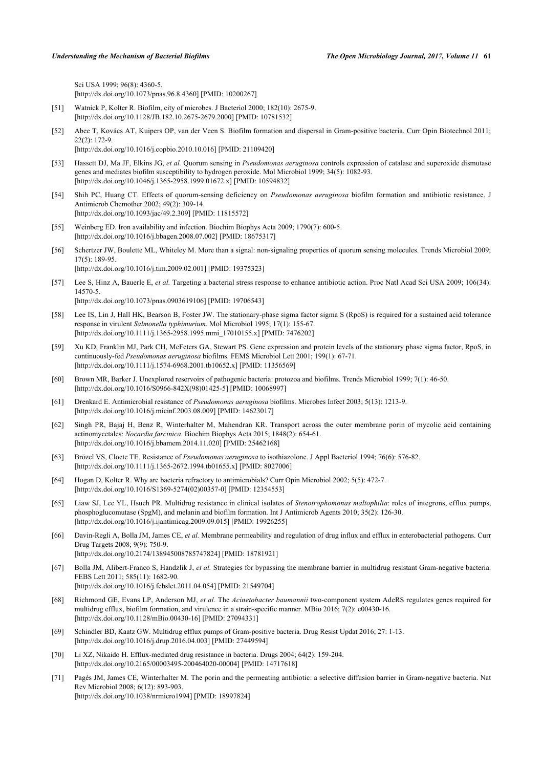Sci USA 1999; 96(8): 4360-5.
[http://dx.doi.org/10.1073/pnas.96.8.4360] [PMID: 10200267]

[51] Watnick P, Kolter R. Biofilm, city of microbes. J Bacteriol 2000; 182(10): 2675-9.
[http://dx.doi.org/10.1128/JB.182.10.2675-2679.2000] [PMID: 10781532]

[52] Abee T, Kovács AT, Kuipers OP, van der Veen S. Biofilm formation and dispersal in Gram-positive bacteria. Curr Opin Biotechnol 2011; 22(2): 172-9.
[http://dx.doi.org/10.1016/j.copbio.2010.10.016] [PMID: 21109420]

[53] Hassett DJ, Ma JF, Elkins JG, *et al.* Quorum sensing in *Pseudomonas aeruginosa* controls expression of catalase and superoxide dismutase genes and mediates biofilm susceptibility to hydrogen peroxide. Mol Microbiol 1999; 34(5): 1082-93.
[http://dx.doi.org/10.1046/j.1365-2958.1999.01672.x] [PMID: 10594832]

[54] Shih PC, Huang CT. Effects of quorum-sensing deficiency on *Pseudomonas aeruginosa* biofilm formation and antibiotic resistance. J Antimicrob Chemother 2002; 49(2): 309-14.
[http://dx.doi.org/10.1093/jac/49.2.309] [PMID: 11815572]

[55] Weinberg ED. Iron availability and infection. Biochim Biophys Acta 2009; 1790(7): 600-5.
[http://dx.doi.org/10.1016/j.bbagen.2008.07.002] [PMID: 18675317]

[56] Schertzer JW, Boulette ML, Whiteley M. More than a signal: non-signaling properties of quorum sensing molecules. Trends Microbiol 2009; 17(5): 189-95.
[http://dx.doi.org/10.1016/j.tim.2009.02.001] [PMID: 19375323]

[57] Lee S, Hinz A, Bauerle E, *et al.* Targeting a bacterial stress response to enhance antibiotic action. Proc Natl Acad Sci USA 2009; 106(34): 14570-5.
[http://dx.doi.org/10.1073/pnas.0903619106] [PMID: 19706543]

[58] Lee IS, Lin J, Hall HK, Bearson B, Foster JW. The stationary-phase sigma factor sigma S (RpoS) is required for a sustained acid tolerance response in virulent *Salmonella typhimurium*. Mol Microbiol 1995; 17(1): 155-67.
[http://dx.doi.org/10.1111/j.1365-2958.1995.mmi_17010155.x] [PMID: 7476202]

[59] Xu KD, Franklin MJ, Park CH, McFeters GA, Stewart PS. Gene expression and protein levels of the stationary phase sigma factor, RpoS, in continuously-fed *Pseudomonas aeruginosa* biofilms. FEMS Microbiol Lett 2001; 199(1): 67-71.
[http://dx.doi.org/10.1111/j.1574-6968.2001.tb10652.x] [PMID: 11356569]

[60] Brown MR, Barker J. Unexplored reservoirs of pathogenic bacteria: protozoa and biofilms. Trends Microbiol 1999; 7(1): 46-50.
[http://dx.doi.org/10.1016/S0966-842X(98)01425-5] [PMID: 10068997]

[61] Drenkard E. Antimicrobial resistance of *Pseudomonas aeruginosa* biofilms. Microbes Infect 2003; 5(13): 1213-9.
[http://dx.doi.org/10.1016/j.micinf.2003.08.009] [PMID: 14623017]

[62] Singh PR, Bajaj H, Benz R, Winterhalter M, Mahendran KR. Transport across the outer membrane porin of mycolic acid containing actinomycetales: *Nocardia farcinica*. Biochim Biophys Acta 2015; 1848(2): 654-61.
[http://dx.doi.org/10.1016/j.bbamem.2014.11.020] [PMID: 25462168]

[63] Brözel VS, Cloete TE. Resistance of *Pseudomonas aeruginosa* to isothiazolone. J Appl Bacteriol 1994; 76(6): 576-82.
[http://dx.doi.org/10.1111/j.1365-2672.1994.tb01655.x] [PMID: 8027006]

[64] Hogan D, Kolter R. Why are bacteria refractory to antimicrobials? Curr Opin Microbiol 2002; 5(5): 472-7.
[http://dx.doi.org/10.1016/S1369-5274(02)00357-0] [PMID: 12354553]

[65] Liaw SJ, Lee YL, Hsueh PR. Multidrug resistance in clinical isolates of *Stenotrophomonas maltophilia*: roles of integrons, efflux pumps, phosphoglucomutase (SpgM), and melanin and biofilm formation. Int J Antimicrob Agents 2010; 35(2): 126-30.
[http://dx.doi.org/10.1016/j.ijantimicag.2009.09.015] [PMID: 19926255]

[66] Davin-Regli A, Bolla JM, James CE, *et al.* Membrane permeability and regulation of drug influx and efflux in enterobacterial pathogens. Curr Drug Targets 2008; 9(9): 750-9.
[http://dx.doi.org/10.2174/138945008785747824] [PMID: 18781921]

[67] Bolla JM, Alibert-Franco S, Handzlik J, *et al.* Strategies for bypassing the membrane barrier in multidrug resistant Gram-negative bacteria. FEBS Lett 2011; 585(11): 1682-90.
[http://dx.doi.org/10.1016/j.febslet.2011.04.054] [PMID: 21549704]

[68] Richmond GE, Evans LP, Anderson MJ, *et al.* The *Acinetobacter baumannii* two-component system AdeRS regulates genes required for multidrug efflux, biofilm formation, and virulence in a strain-specific manner. MBio 2016; 7(2): e00430-16.
[http://dx.doi.org/10.1128/mBio.00430-16] [PMID: 27094331]

[69] Schindler BD, Kaatz GW. Multidrug efflux pumps of Gram-positive bacteria. Drug Resist Updat 2016; 27: 1-13.
[http://dx.doi.org/10.1016/j.drup.2016.04.003] [PMID: 27449594]

[70] Li XZ, Nikaido H. Efflux-mediated drug resistance in bacteria. Drugs 2004; 64(2): 159-204.
[http://dx.doi.org/10.2165/00003495-200464020-00004] [PMID: 14717618]

[71] Pagès JM, James CE, Winterhalter M. The porin and the permeating antibiotic: a selective diffusion barrier in Gram-negative bacteria. Nat Rev Microbiol 2008; 6(12): 893-903.
[http://dx.doi.org/10.1038/nrmicro1994] [PMID: 18997824]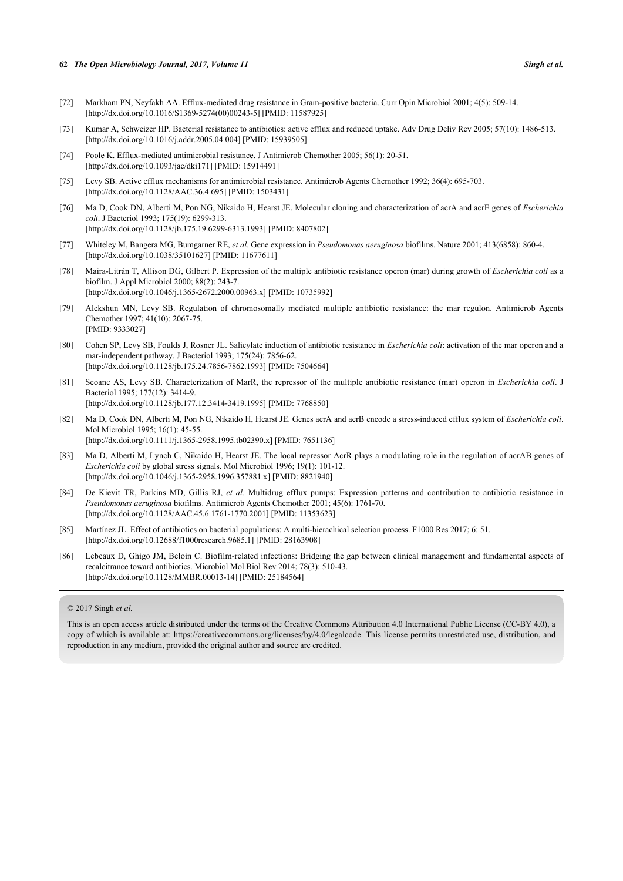[72] Markham PN, Neyfakh AA. Efflux-mediated drug resistance in Gram-positive bacteria. Curr Opin Microbiol 2001; 4(5): 509-14. [http://dx.doi.org/10.1016/S1369-5274(00)00243-5] [PMID: 11587925]

[73] Kumar A, Schweizer HP. Bacterial resistance to antibiotics: active efflux and reduced uptake. Adv Drug Deliv Rev 2005; 57(10): 1486-513. [http://dx.doi.org/10.1016/j.addr.2005.04.004] [PMID: 15939505]

[74] Poole K. Efflux-mediated antimicrobial resistance. J Antimicrob Chemother 2005; 56(1): 20-51. [http://dx.doi.org/10.1093/jac/dki171] [PMID: 15914491]

[75] Levy SB. Active efflux mechanisms for antimicrobial resistance. Antimicrob Agents Chemother 1992; 36(4): 695-703. [http://dx.doi.org/10.1128/AAC.36.4.695] [PMID: 1503431]

[76] Ma D, Cook DN, Alberti M, Pon NG, Nikaido H, Hearst JE. Molecular cloning and characterization of acrA and acrE genes of *Escherichia coli*. J Bacteriol 1993; 175(19): 6299-313. [http://dx.doi.org/10.1128/jb.175.19.6299-6313.1993] [PMID: 8407802]

[77] Whiteley M, Bangera MG, Bumgarner RE, *et al.* Gene expression in *Pseudomonas aeruginosa* biofilms. Nature 2001; 413(6858): 860-4. [http://dx.doi.org/10.1038/35101627] [PMID: 11677611]

[78] Maira-Litrán T, Allison DG, Gilbert P. Expression of the multiple antibiotic resistance operon (mar) during growth of *Escherichia coli* as a biofilm. J Appl Microbiol 2000; 88(2): 243-7. [http://dx.doi.org/10.1046/j.1365-2672.2000.00963.x] [PMID: 10735992]

[79] Alekshun MN, Levy SB. Regulation of chromosomally mediated multiple antibiotic resistance: the mar regulon. Antimicrob Agents Chemother 1997; 41(10): 2067-75. [PMID: 9333027]

[80] Cohen SP, Levy SB, Foulds J, Rosner JL. Salicylate induction of antibiotic resistance in *Escherichia coli*: activation of the mar operon and a mar-independent pathway. J Bacteriol 1993; 175(24): 7856-62. [http://dx.doi.org/10.1128/jb.175.24.7856-7862.1993] [PMID: 7504664]

[81] Seoane AS, Levy SB. Characterization of MarR, the repressor of the multiple antibiotic resistance (mar) operon in *Escherichia coli*. J Bacteriol 1995; 177(12): 3414-9. [http://dx.doi.org/10.1128/jb.177.12.3414-3419.1995] [PMID: 7768850]

[82] Ma D, Cook DN, Alberti M, Pon NG, Nikaido H, Hearst JE. Genes acrA and acrB encode a stress-induced efflux system of *Escherichia coli*. Mol Microbiol 1995; 16(1): 45-55. [http://dx.doi.org/10.1111/j.1365-2958.1995.tb02390.x] [PMID: 7651136]

[83] Ma D, Alberti M, Lynch C, Nikaido H, Hearst JE. The local repressor AcrR plays a modulating role in the regulation of acrAB genes of *Escherichia coli* by global stress signals. Mol Microbiol 1996; 19(1): 101-12. [http://dx.doi.org/10.1046/j.1365-2958.1996.357881.x] [PMID: 8821940]

[84] De Kievit TR, Parkins MD, Gillis RJ, *et al.* Multidrug efflux pumps: Expression patterns and contribution to antibiotic resistance in *Pseudomonas aeruginosa* biofilms. Antimicrob Agents Chemother 2001; 45(6): 1761-70. [http://dx.doi.org/10.1128/AAC.45.6.1761-1770.2001] [PMID: 11353623]

[85] Martínez JL. Effect of antibiotics on bacterial populations: A multi-hierachical selection process. F1000 Res 2017; 6: 51. [http://dx.doi.org/10.12688/f1000research.9685.1] [PMID: 28163908]

[86] Lebeaux D, Ghigo JM, Beloin C. Biofilm-related infections: Bridging the gap between clinical management and fundamental aspects of recalcitrance toward antibiotics. Microbiol Mol Biol Rev 2014; 78(3): 510-43. [http://dx.doi.org/10.1128/MMBR.00013-14] [PMID: 25184564]

© 2017 Singh *et al.*

This is an open access article distributed under the terms of the Creative Commons Attribution 4.0 International Public License (CC-BY 4.0), a copy of which is available at: https://creativecommons.org/licenses/by/4.0/legalcode. This license permits unrestricted use, distribution, and reproduction in any medium, provided the original author and source are credited.